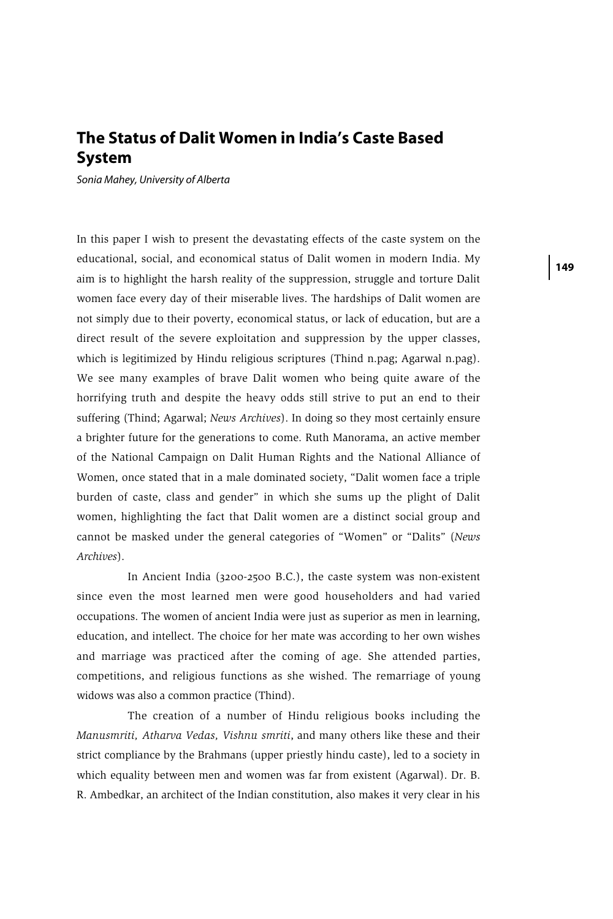# The Status of Dalit Women in India's Caste Based System

*Sonia Mahey, University of Alberta*

In this paper I wish to present the devastating effects of the caste system on the educational, social, and economical status of Dalit women in modern India. My aim is to highlight the harsh reality of the suppression, struggle and torture Dalit women face every day of their miserable lives. The hardships of Dalit women are not simply due to their poverty, economical status, or lack of education, but are a direct result of the severe exploitation and suppression by the upper classes, which is legitimized by Hindu religious scriptures (Thind n.pag; Agarwal n.pag). We see many examples of brave Dalit women who being quite aware of the horrifying truth and despite the heavy odds still strive to put an end to their suffering (Thind; Agarwal; *News Archives*). In doing so they most certainly ensure a brighter future for the generations to come. Ruth Manorama, an active member of the National Campaign on Dalit Human Rights and the National Alliance of Women, once stated that in a male dominated society, "Dalit women face a triple burden of caste, class and gender" in which she sums up the plight of Dalit women, highlighting the fact that Dalit women are a distinct social group and cannot be masked under the general categories of "Women" or "Dalits" (*News Archives*).

In Ancient India (3200-2500 B.C.), the caste system was non-existent since even the most learned men were good householders and had varied occupations. The women of ancient India were just as superior as men in learning, education, and intellect. The choice for her mate was according to her own wishes and marriage was practiced after the coming of age. She attended parties, competitions, and religious functions as she wished. The remarriage of young widows was also a common practice (Thind).

The creation of a number of Hindu religious books including the *Manusmriti, Atharva Vedas, Vishnu smriti*, and many others like these and their strict compliance by the Brahmans (upper priestly hindu caste), led to a society in which equality between men and women was far from existent (Agarwal). Dr. B. R. Ambedkar, an architect of the Indian constitution, also makes it very clear in his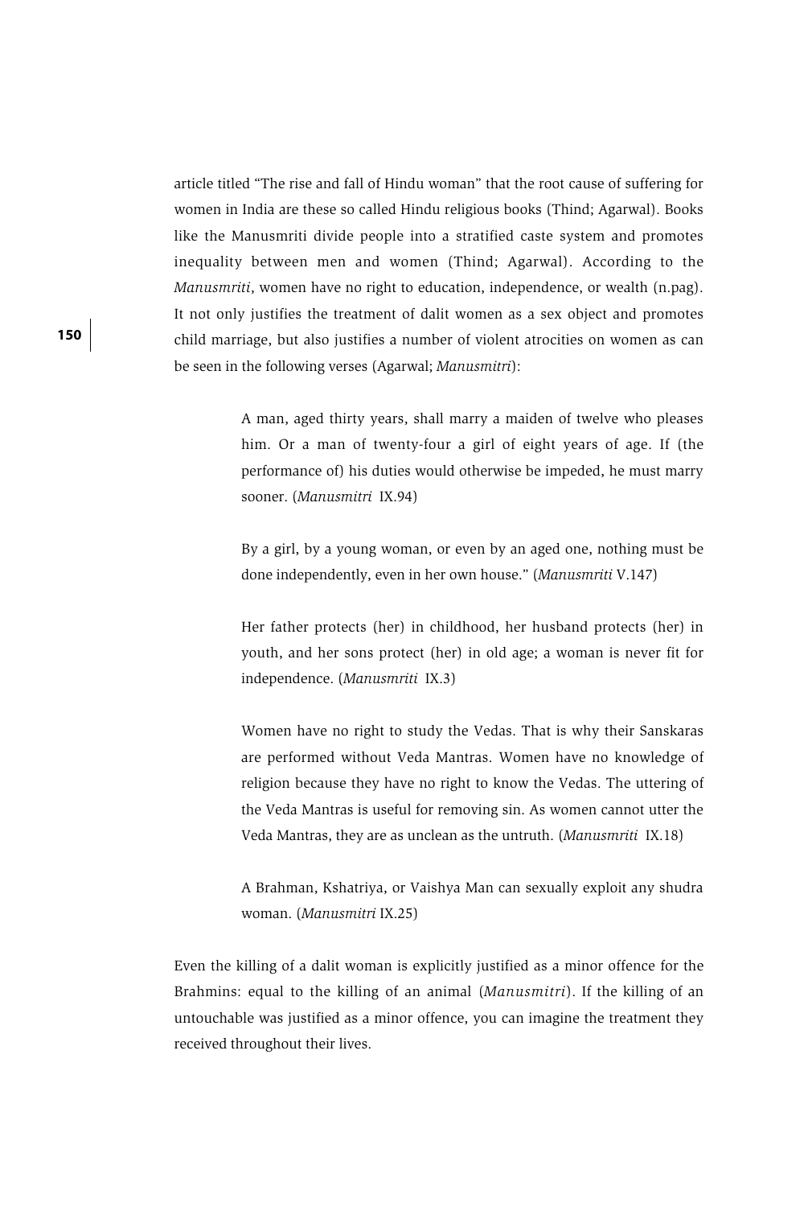article titled "The rise and fall of Hindu woman" that the root cause of suffering for women in India are these so called Hindu religious books (Thind; Agarwal). Books like the Manusmriti divide people into a stratified caste system and promotes inequality between men and women (Thind; Agarwal). According to the *Manusmriti*, women have no right to education, independence, or wealth (n.pag). It not only justifies the treatment of dalit women as a sex object and promotes child marriage, but also justifies a number of violent atrocities on women as can be seen in the following verses (Agarwal; *Manusmitri*):

> A man, aged thirty years, shall marry a maiden of twelve who pleases him. Or a man of twenty-four a girl of eight years of age. If (the performance of) his duties would otherwise be impeded, he must marry sooner. (*Manusmitri* IX.94)

> By a girl, by a young woman, or even by an aged one, nothing must be done independently, even in her own house." (*Manusmriti* V.147)

> Her father protects (her) in childhood, her husband protects (her) in youth, and her sons protect (her) in old age; a woman is never fit for independence. (*Manusmriti* IX.3)

> Women have no right to study the Vedas. That is why their Sanskaras are performed without Veda Mantras. Women have no knowledge of religion because they have no right to know the Vedas. The uttering of the Veda Mantras is useful for removing sin. As women cannot utter the Veda Mantras, they are as unclean as the untruth. (*Manusmriti* IX.18)

> A Brahman, Kshatriya, or Vaishya Man can sexually exploit any shudra woman. (*Manusmitri* IX.25)

Even the killing of a dalit woman is explicitly justified as a minor offence for the Brahmins: equal to the killing of an animal (*Manusmitri*). If the killing of an untouchable was justified as a minor offence, you can imagine the treatment they received throughout their lives.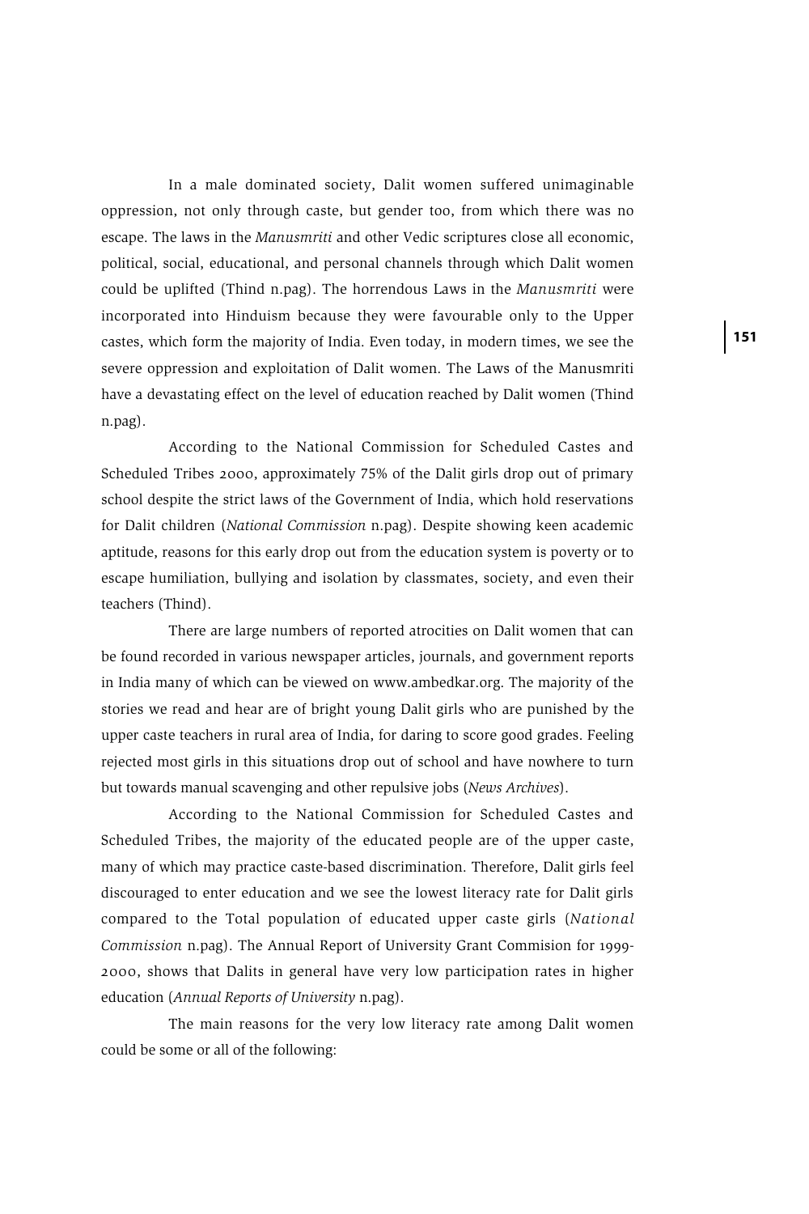In a male dominated society, Dalit women suffered unimaginable oppression, not only through caste, but gender too, from which there was no escape. The laws in the *Manusmriti* and other Vedic scriptures close all economic, political, social, educational, and personal channels through which Dalit women could be uplifted (Thind n.pag). The horrendous Laws in the *Manusmriti* were incorporated into Hinduism because they were favourable only to the Upper castes, which form the majority of India. Even today, in modern times, we see the severe oppression and exploitation of Dalit women. The Laws of the Manusmriti have a devastating effect on the level of education reached by Dalit women (Thind n.pag).

According to the National Commission for Scheduled Castes and Scheduled Tribes 2000, approximately 75% of the Dalit girls drop out of primary school despite the strict laws of the Government of India, which hold reservations for Dalit children (*National Commission* n.pag). Despite showing keen academic aptitude, reasons for this early drop out from the education system is poverty or to escape humiliation, bullying and isolation by classmates, society, and even their teachers (Thind).

There are large numbers of reported atrocities on Dalit women that can be found recorded in various newspaper articles, journals, and government reports in India many of which can be viewed on www.ambedkar.org. The majority of the stories we read and hear are of bright young Dalit girls who are punished by the upper caste teachers in rural area of India, for daring to score good grades. Feeling rejected most girls in this situations drop out of school and have nowhere to turn but towards manual scavenging and other repulsive jobs (*News Archives*).

According to the National Commission for Scheduled Castes and Scheduled Tribes, the majority of the educated people are of the upper caste, many of which may practice caste-based discrimination. Therefore, Dalit girls feel discouraged to enter education and we see the lowest literacy rate for Dalit girls compared to the Total population of educated upper caste girls (*National Commission* n.pag). The Annual Report of University Grant Commision for 1999-2000, shows that Dalits in general have very low participation rates in higher education (*Annual Reports of University* n.pag).

The main reasons for the very low literacy rate among Dalit women could be some or all of the following: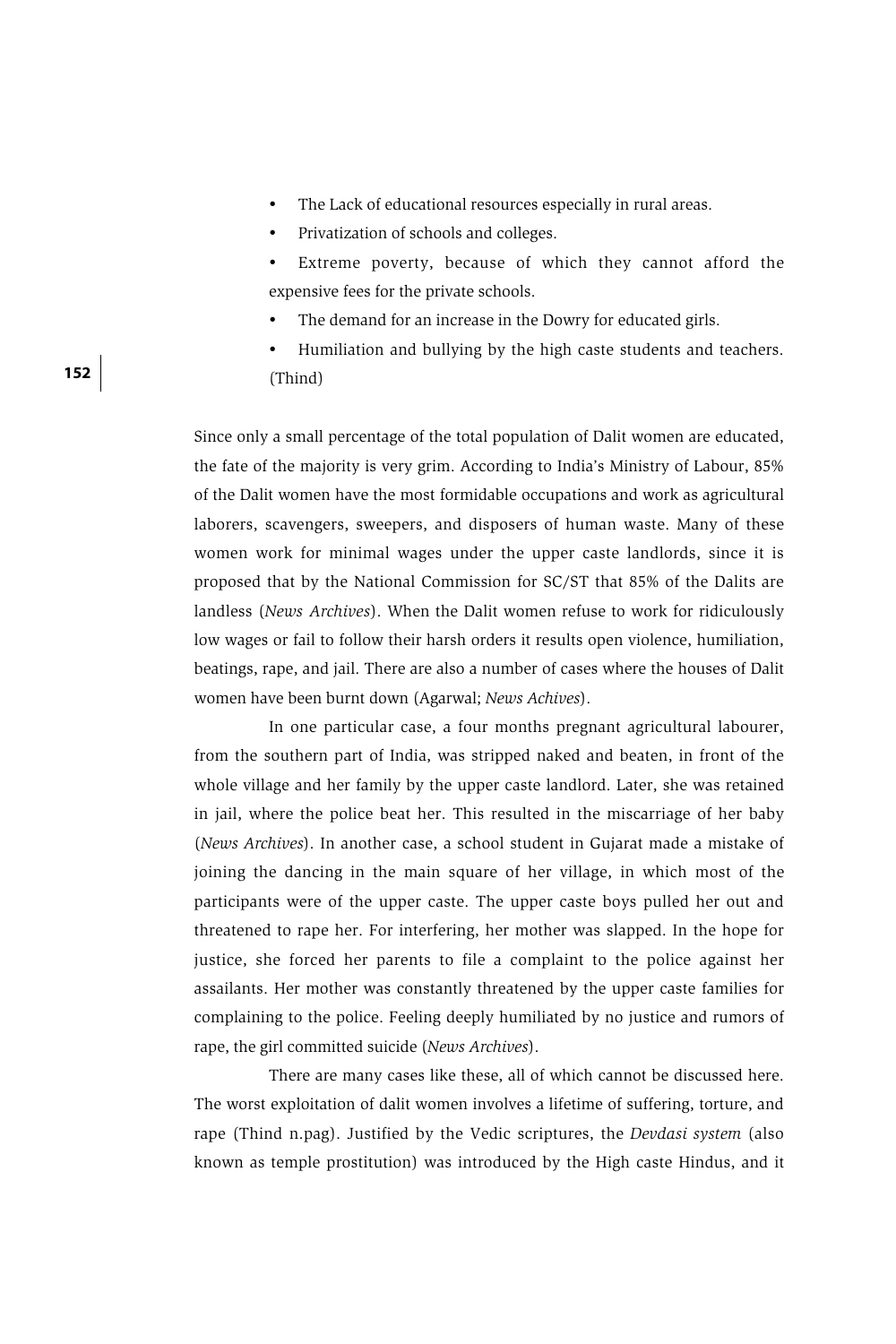- The Lack of educational resources especially in rural areas.
- Privatization of schools and colleges.
- Extreme poverty, because of which they cannot afford the expensive fees for the private schools.
- The demand for an increase in the Dowry for educated girls.
- Humiliation and bullying by the high caste students and teachers. (Thind)

Since only a small percentage of the total population of Dalit women are educated, the fate of the majority is very grim. According to India's Ministry of Labour, 85% of the Dalit women have the most formidable occupations and work as agricultural laborers, scavengers, sweepers, and disposers of human waste. Many of these women work for minimal wages under the upper caste landlords, since it is proposed that by the National Commission for SC/ST that 85% of the Dalits are landless (*News Archives*). When the Dalit women refuse to work for ridiculously low wages or fail to follow their harsh orders it results open violence, humiliation, beatings, rape, and jail. There are also a number of cases where the houses of Dalit women have been burnt down (Agarwal; *News Achives*).

In one particular case, a four months pregnant agricultural labourer, from the southern part of India, was stripped naked and beaten, in front of the whole village and her family by the upper caste landlord. Later, she was retained in jail, where the police beat her. This resulted in the miscarriage of her baby (*News Archives*). In another case, a school student in Gujarat made a mistake of joining the dancing in the main square of her village, in which most of the participants were of the upper caste. The upper caste boys pulled her out and threatened to rape her. For interfering, her mother was slapped. In the hope for justice, she forced her parents to file a complaint to the police against her assailants. Her mother was constantly threatened by the upper caste families for complaining to the police. Feeling deeply humiliated by no justice and rumors of rape, the girl committed suicide (*News Archives*).

There are many cases like these, all of which cannot be discussed here. The worst exploitation of dalit women involves a lifetime of suffering, torture, and rape (Thind n.pag). Justified by the Vedic scriptures, the *Devdasi system* (also known as temple prostitution) was introduced by the High caste Hindus, and it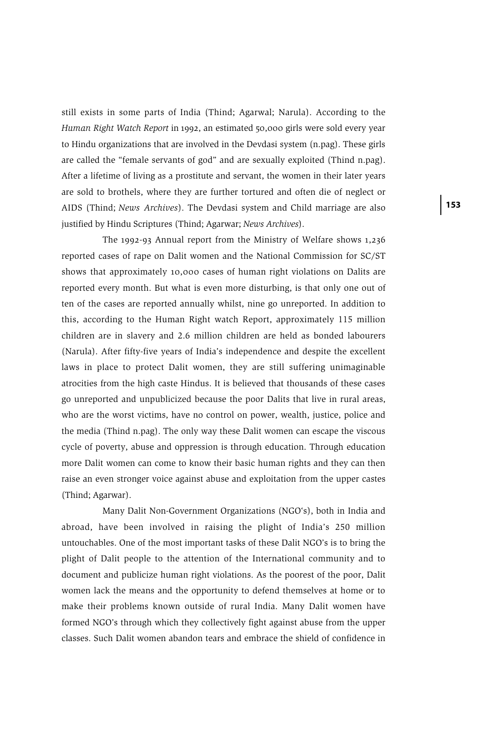still exists in some parts of India (Thind; Agarwal; Narula). According to the *Human Right Watch Report* in 1992, an estimated 50,000 girls were sold every year to Hindu organizations that are involved in the Devdasi system (n.pag). These girls are called the "female servants of god" and are sexually exploited (Thind n.pag). After a lifetime of living as a prostitute and servant, the women in their later years are sold to brothels, where they are further tortured and often die of neglect or AIDS (Thind; *News Archives*). The Devdasi system and Child marriage are also justified by Hindu Scriptures (Thind; Agarwar; *News Archives*).

The 1992-93 Annual report from the Ministry of Welfare shows 1,236 reported cases of rape on Dalit women and the National Commission for SC/ST shows that approximately 10,000 cases of human right violations on Dalits are reported every month. But what is even more disturbing, is that only one out of ten of the cases are reported annually whilst, nine go unreported. In addition to this, according to the Human Right watch Report, approximately 115 million children are in slavery and 2.6 million children are held as bonded labourers (Narula). After fifty-five years of India's independence and despite the excellent laws in place to protect Dalit women, they are still suffering unimaginable atrocities from the high caste Hindus. It is believed that thousands of these cases go unreported and unpublicized because the poor Dalits that live in rural areas, who are the worst victims, have no control on power, wealth, justice, police and the media (Thind n.pag). The only way these Dalit women can escape the viscous cycle of poverty, abuse and oppression is through education. Through education more Dalit women can come to know their basic human rights and they can then raise an even stronger voice against abuse and exploitation from the upper castes (Thind; Agarwar).

Many Dalit Non-Government Organizations (NGO's), both in India and abroad, have been involved in raising the plight of India's 250 million untouchables. One of the most important tasks of these Dalit NGO's is to bring the plight of Dalit people to the attention of the International community and to document and publicize human right violations. As the poorest of the poor, Dalit women lack the means and the opportunity to defend themselves at home or to make their problems known outside of rural India. Many Dalit women have formed NGO's through which they collectively fight against abuse from the upper classes. Such Dalit women abandon tears and embrace the shield of confidence in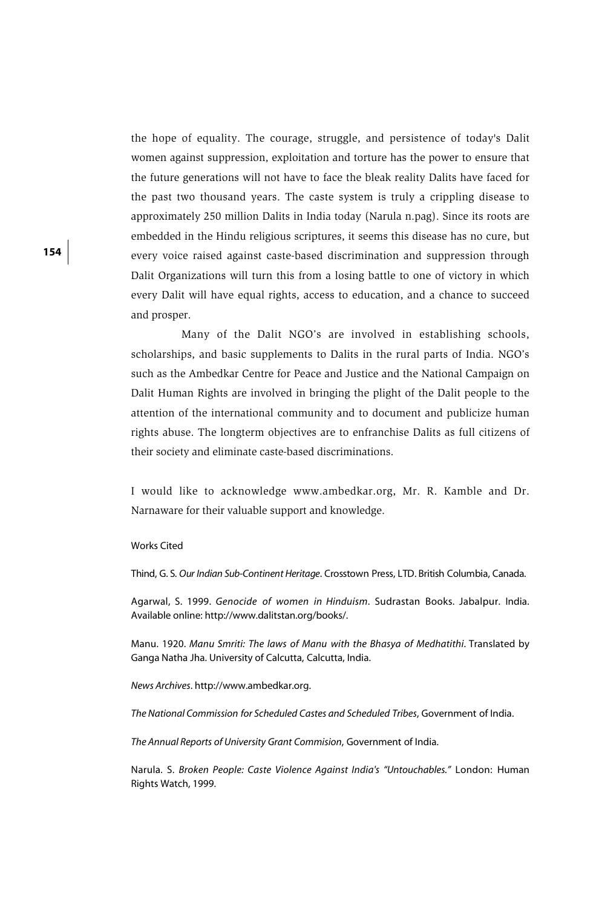the hope of equality. The courage, struggle, and persistence of today's Dalit women against suppression, exploitation and torture has the power to ensure that the future generations will not have to face the bleak reality Dalits have faced for the past two thousand years. The caste system is truly a crippling disease to approximately 250 million Dalits in India today (Narula n.pag). Since its roots are embedded in the Hindu religious scriptures, it seems this disease has no cure, but every voice raised against caste-based discrimination and suppression through Dalit Organizations will turn this from a losing battle to one of victory in which every Dalit will have equal rights, access to education, and a chance to succeed and prosper.

Many of the Dalit NGO's are involved in establishing schools, scholarships, and basic supplements to Dalits in the rural parts of India. NGO's such as the Ambedkar Centre for Peace and Justice and the National Campaign on Dalit Human Rights are involved in bringing the plight of the Dalit people to the attention of the international community and to document and publicize human rights abuse. The longterm objectives are to enfranchise Dalits as full citizens of their society and eliminate caste-based discriminations.

I would like to acknowledge www.ambedkar.org, Mr. R. Kamble and Dr. Narnaware for their valuable support and knowledge.

Works Cited

Thind, G. S. *Our Indian Sub-Continent Heritage*. Crosstown Press, LTD. British Columbia, Canada.

Agarwal, S. 1999. *Genocide of women in Hinduism*. Sudrastan Books. Jabalpur. India. Available online: http://www.dalitstan.org/books/.

Manu. 1920. *Manu Smriti: The laws of Manu with the Bhasya of Medhatithi*. Translated by Ganga Natha Jha. University of Calcutta, Calcutta, India.

*News Archives*. http://www.ambedkar.org.

*The National Commission for Scheduled Castes and Scheduled Tribes*, Government of India.

*The Annual Reports of University Grant Commision*, Government of India.

Narula. S. *Broken People: Caste Violence Against India's "Untouchables."* London: Human Rights Watch, 1999.